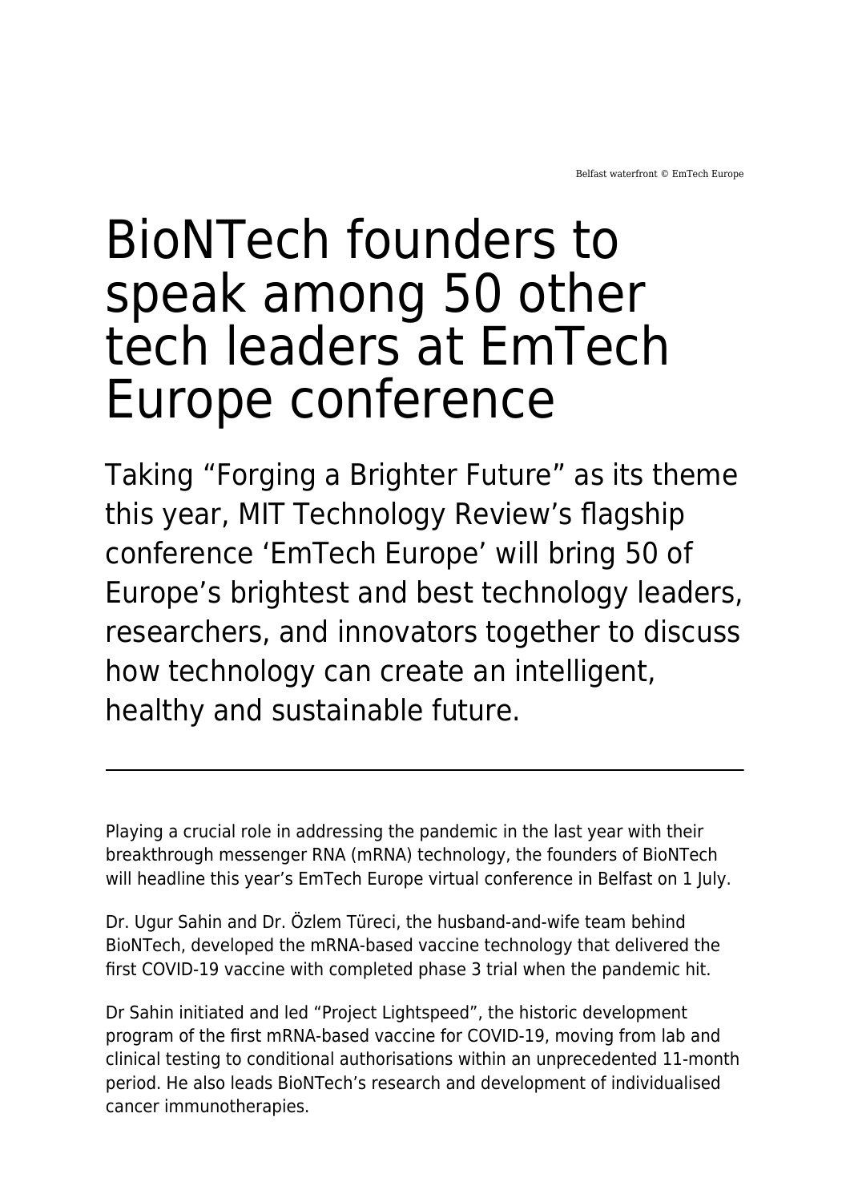Belfast waterfront © EmTech Europe

# BioNTech founders to speak among 50 other tech leaders at EmTech Europe conference

## Taking “Forging a Brighter Future” as its theme this year, MIT Technology Review’s flagship conference ‘EmTech Europe’ will bring 50 of Europe’s brightest and best technology leaders, researchers, and innovators together to discuss how technology can create an intelligent, healthy and sustainable future.

---

Playing a crucial role in addressing the pandemic in the last year with their breakthrough messenger RNA (mRNA) technology, the founders of BioNTech will headline this year’s EmTech Europe virtual conference in Belfast on 1 July.

Dr. Ugur Sahin and Dr. Özlem Türeci, the husband-and-wife team behind BioNTech, developed the mRNA-based vaccine technology that delivered the first COVID-19 vaccine with completed phase 3 trial when the pandemic hit.

Dr Sahin initiated and led “Project Lightspeed”, the historic development program of the first mRNA-based vaccine for COVID-19, moving from lab and clinical testing to conditional authorisations within an unprecedented 11-month period. He also leads BioNTech’s research and development of individualised cancer immunotherapies.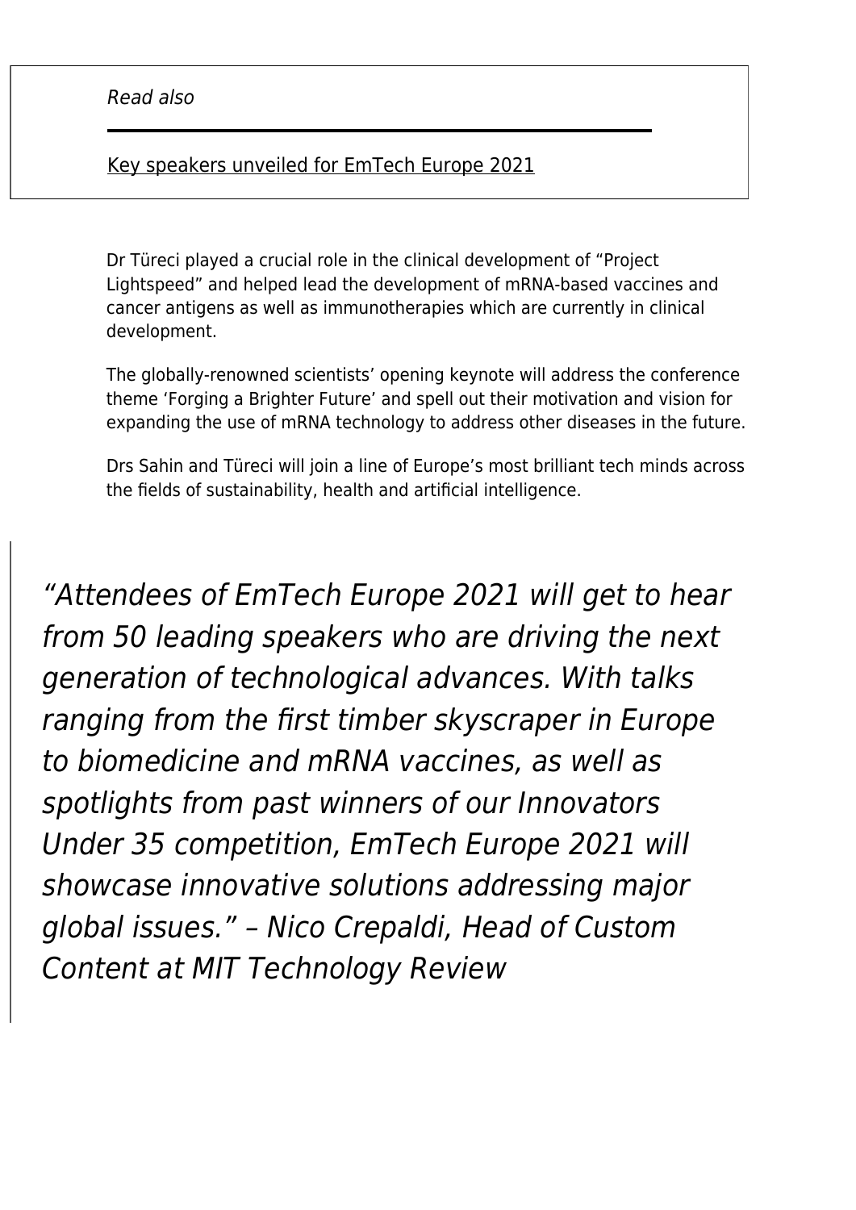*Read also*

[Key speakers unveiled for EmTech Europe 2021]

Dr Türeci played a crucial role in the clinical development of "Project Lightspeed" and helped lead the development of mRNA-based vaccines and cancer antigens as well as immunotherapies which are currently in clinical development.

The globally-renowned scientists' opening keynote will address the conference theme 'Forging a Brighter Future' and spell out their motivation and vision for expanding the use of mRNA technology to address other diseases in the future.

Drs Sahin and Türeci will join a line of Europe's most brilliant tech minds across the fields of sustainability, health and artificial intelligence.

> *"Attendees of EmTech Europe 2021 will get to hear from 50 leading speakers who are driving the next generation of technological advances. With talks ranging from the first timber skyscraper in Europe to biomedicine and mRNA vaccines, as well as spotlights from past winners of our Innovators Under 35 competition, EmTech Europe 2021 will showcase innovative solutions addressing major global issues." – Nico Crepaldi, Head of Custom Content at MIT Technology Review*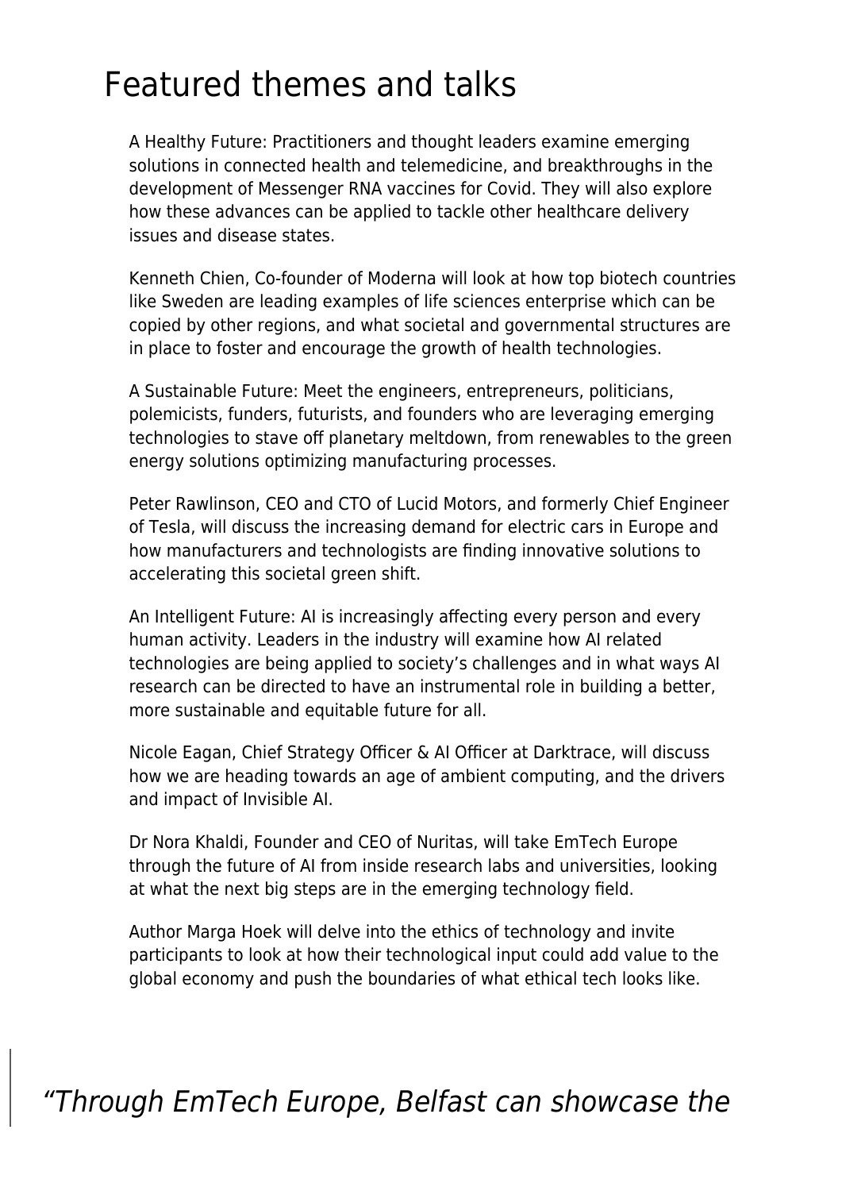# Featured themes and talks

A Healthy Future: Practitioners and thought leaders examine emerging solutions in connected health and telemedicine, and breakthroughs in the development of Messenger RNA vaccines for Covid. They will also explore how these advances can be applied to tackle other healthcare delivery issues and disease states.

Kenneth Chien, Co-founder of Moderna will look at how top biotech countries like Sweden are leading examples of life sciences enterprise which can be copied by other regions, and what societal and governmental structures are in place to foster and encourage the growth of health technologies.

A Sustainable Future: Meet the engineers, entrepreneurs, politicians, polemicists, funders, futurists, and founders who are leveraging emerging technologies to stave off planetary meltdown, from renewables to the green energy solutions optimizing manufacturing processes.

Peter Rawlinson, CEO and CTO of Lucid Motors, and formerly Chief Engineer of Tesla, will discuss the increasing demand for electric cars in Europe and how manufacturers and technologists are finding innovative solutions to accelerating this societal green shift.

An Intelligent Future: AI is increasingly affecting every person and every human activity. Leaders in the industry will examine how AI related technologies are being applied to society's challenges and in what ways AI research can be directed to have an instrumental role in building a better, more sustainable and equitable future for all.

Nicole Eagan, Chief Strategy Officer & AI Officer at Darktrace, will discuss how we are heading towards an age of ambient computing, and the drivers and impact of Invisible AI.

Dr Nora Khaldi, Founder and CEO of Nuritas, will take EmTech Europe through the future of AI from inside research labs and universities, looking at what the next big steps are in the emerging technology field.

Author Marga Hoek will delve into the ethics of technology and invite participants to look at how their technological input could add value to the global economy and push the boundaries of what ethical tech looks like.

> *"Through EmTech Europe, Belfast can showcase the*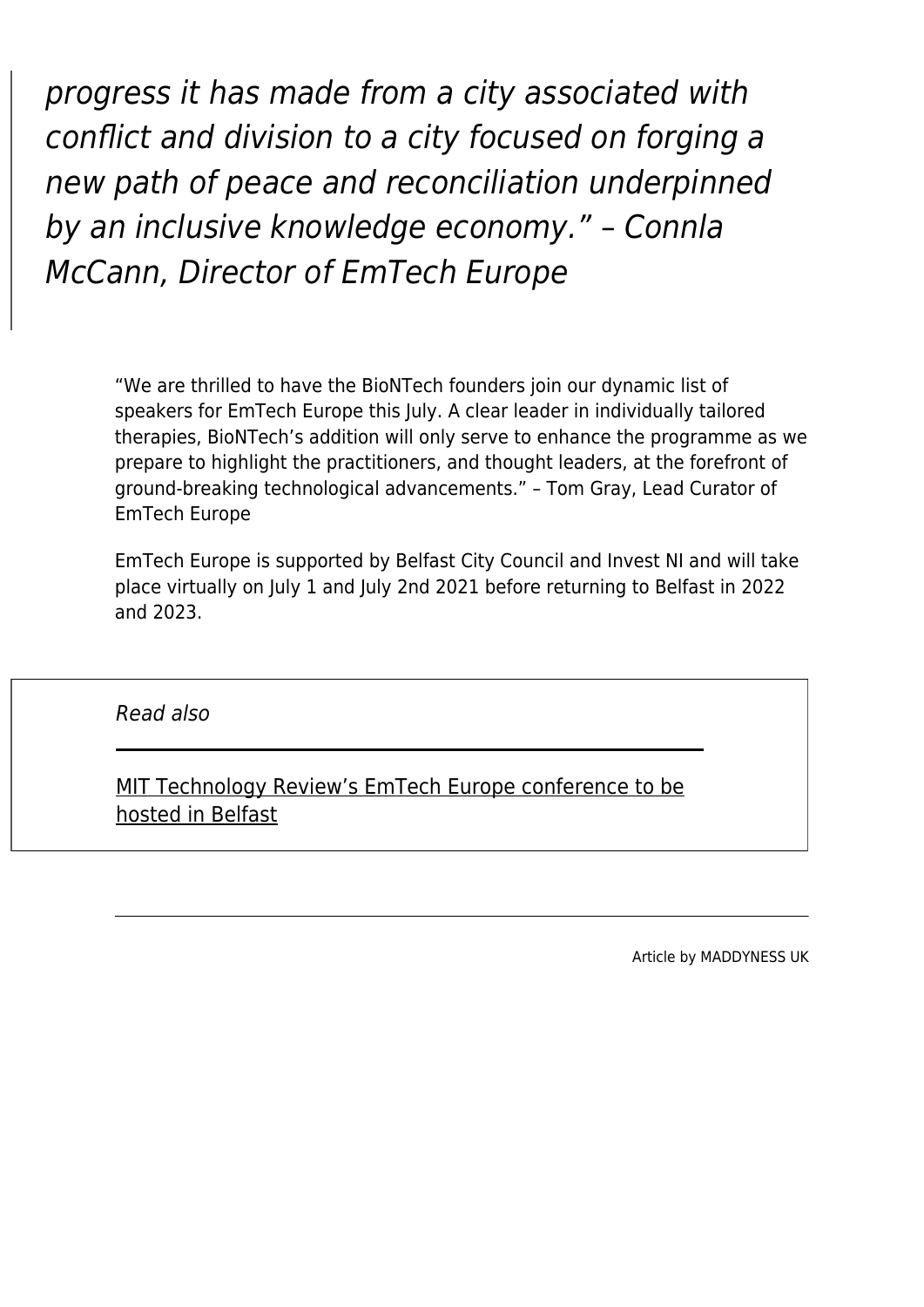> *progress it has made from a city associated with conflict and division to a city focused on forging a new path of peace and reconciliation underpinned by an inclusive knowledge economy." – Connla McCann, Director of EmTech Europe*

"We are thrilled to have the BioNTech founders join our dynamic list of speakers for EmTech Europe this July. A clear leader in individually tailored therapies, BioNTech's addition will only serve to enhance the programme as we prepare to highlight the practitioners, and thought leaders, at the forefront of ground-breaking technological advancements." – Tom Gray, Lead Curator of EmTech Europe

EmTech Europe is supported by Belfast City Council and Invest NI and will take place virtually on July 1 and July 2nd 2021 before returning to Belfast in 2022 and 2023.

*Read also*

MIT Technology Review's EmTech Europe conference to be hosted in Belfast

---

Article by MADDYNESS UK